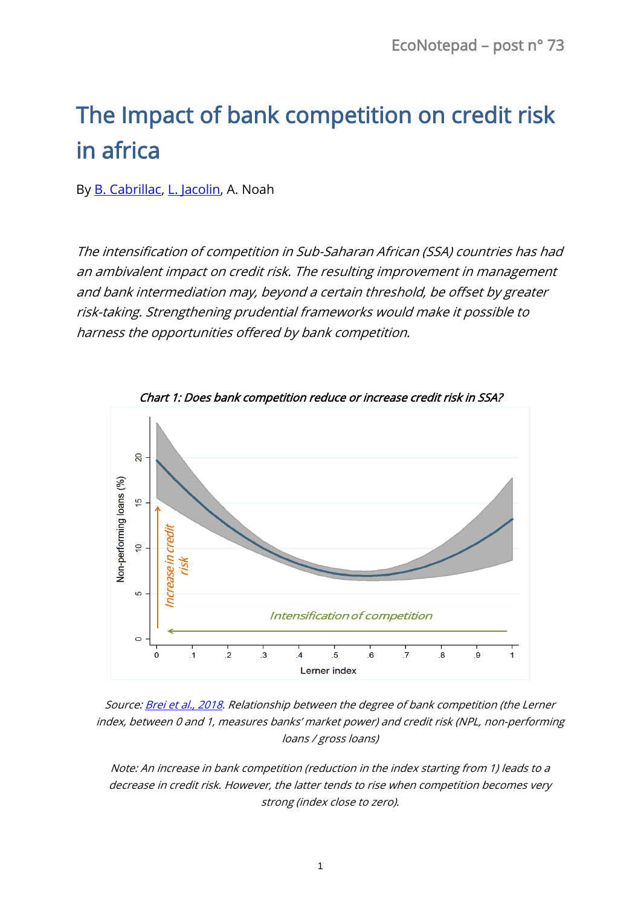# The Impact of bank competition on credit risk in africa

By B. Cabrillac, L. Jacolin, A. Noah

*The intensification of competition in Sub-Saharan African (SSA) countries has had an ambivalent impact on credit risk. The resulting improvement in management and bank intermediation may, beyond a certain threshold, be offset by greater risk-taking. Strengthening prudential frameworks would make it possible to harness the opportunities offered by bank competition.*

*Chart 1: Does bank competition reduce or increase credit risk in SSA?*

*Source: Brei et al., 2018. Relationship between the degree of bank competition (the Lerner index, between 0 and 1, measures banks' market power) and credit risk (NPL, non-performing loans / gross loans)*

*Note: An increase in bank competition (reduction in the index starting from 1) leads to a decrease in credit risk. However, the latter tends to rise when competition becomes very strong (index close to zero).*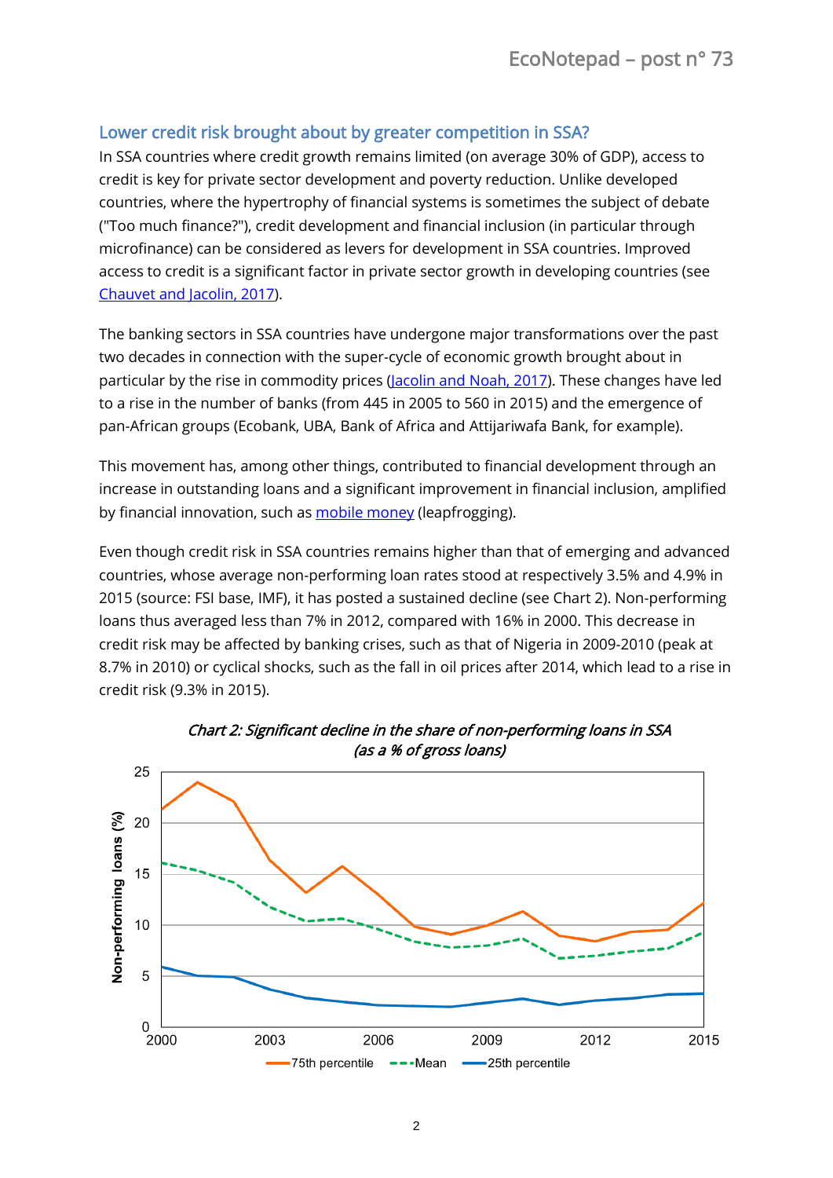## Lower credit risk brought about by greater competition in SSA?

In SSA countries where credit growth remains limited (on average 30% of GDP), access to credit is key for private sector development and poverty reduction. Unlike developed countries, where the hypertrophy of financial systems is sometimes the subject of debate ("Too much finance?"), credit development and financial inclusion (in particular through microfinance) can be considered as levers for development in SSA countries. Improved access to credit is a significant factor in private sector growth in developing countries (see [Chauvet and Jacolin, 2017](#)).

The banking sectors in SSA countries have undergone major transformations over the past two decades in connection with the super-cycle of economic growth brought about in particular by the rise in commodity prices ([Jacolin and Noah, 2017](#)). These changes have led to a rise in the number of banks (from 445 in 2005 to 560 in 2015) and the emergence of pan-African groups (Ecobank, UBA, Bank of Africa and Attijariwafa Bank, for example).

This movement has, among other things, contributed to financial development through an increase in outstanding loans and a significant improvement in financial inclusion, amplified by financial innovation, such as [mobile money](#) (leapfrogging).

Even though credit risk in SSA countries remains higher than that of emerging and advanced countries, whose average non-performing loan rates stood at respectively 3.5% and 4.9% in 2015 (source: FSI base, IMF), it has posted a sustained decline (see Chart 2). Non-performing loans thus averaged less than 7% in 2012, compared with 16% in 2000. This decrease in credit risk may be affected by banking crises, such as that of Nigeria in 2009-2010 (peak at 8.7% in 2010) or cyclical shocks, such as the fall in oil prices after 2014, which lead to a rise in credit risk (9.3% in 2015).

*Chart 2: Significant decline in the share of non-performing loans in SSA (as a % of gross loans)*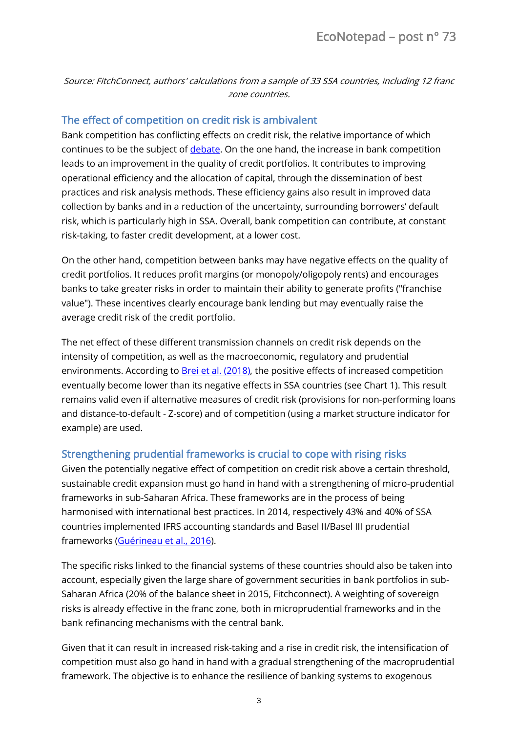*Source: FitchConnect, authors' calculations from a sample of 33 SSA countries, including 12 franc zone countries.*

## The effect of competition on credit risk is ambivalent

Bank competition has conflicting effects on credit risk, the relative importance of which continues to be the subject of debate. On the one hand, the increase in bank competition leads to an improvement in the quality of credit portfolios. It contributes to improving operational efficiency and the allocation of capital, through the dissemination of best practices and risk analysis methods. These efficiency gains also result in improved data collection by banks and in a reduction of the uncertainty, surrounding borrowers' default risk, which is particularly high in SSA. Overall, bank competition can contribute, at constant risk-taking, to faster credit development, at a lower cost.

On the other hand, competition between banks may have negative effects on the quality of credit portfolios. It reduces profit margins (or monopoly/oligopoly rents) and encourages banks to take greater risks in order to maintain their ability to generate profits ("franchise value"). These incentives clearly encourage bank lending but may eventually raise the average credit risk of the credit portfolio.

The net effect of these different transmission channels on credit risk depends on the intensity of competition, as well as the macroeconomic, regulatory and prudential environments. According to Brei et al. (2018), the positive effects of increased competition eventually become lower than its negative effects in SSA countries (see Chart 1). This result remains valid even if alternative measures of credit risk (provisions for non-performing loans and distance-to-default - Z-score) and of competition (using a market structure indicator for example) are used.

## Strengthening prudential frameworks is crucial to cope with rising risks

Given the potentially negative effect of competition on credit risk above a certain threshold, sustainable credit expansion must go hand in hand with a strengthening of micro-prudential frameworks in sub-Saharan Africa. These frameworks are in the process of being harmonised with international best practices. In 2014, respectively 43% and 40% of SSA countries implemented IFRS accounting standards and Basel II/Basel III prudential frameworks (Guérineau et al., 2016).

The specific risks linked to the financial systems of these countries should also be taken into account, especially given the large share of government securities in bank portfolios in sub-Saharan Africa (20% of the balance sheet in 2015, Fitchconnect). A weighting of sovereign risks is already effective in the franc zone, both in microprudential frameworks and in the bank refinancing mechanisms with the central bank.

Given that it can result in increased risk-taking and a rise in credit risk, the intensification of competition must also go hand in hand with a gradual strengthening of the macroprudential framework. The objective is to enhance the resilience of banking systems to exogenous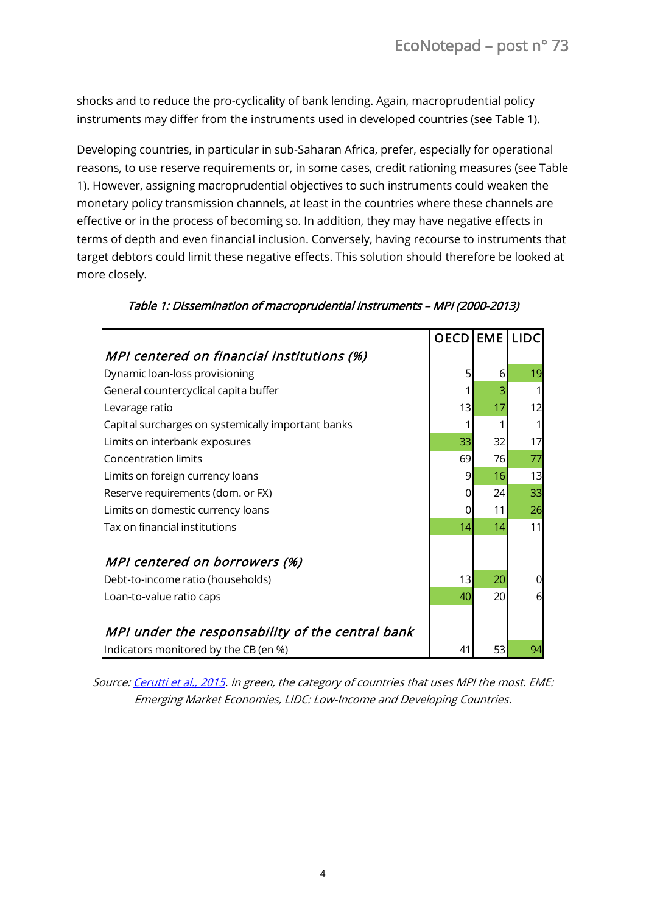shocks and to reduce the pro-cyclicality of bank lending. Again, macroprudential policy instruments may differ from the instruments used in developed countries (see Table 1).

Developing countries, in particular in sub-Saharan Africa, prefer, especially for operational reasons, to use reserve requirements or, in some cases, credit rationing measures (see Table 1). However, assigning macroprudential objectives to such instruments could weaken the monetary policy transmission channels, at least in the countries where these channels are effective or in the process of becoming so. In addition, they may have negative effects in terms of depth and even financial inclusion. Conversely, having recourse to instruments that target debtors could limit these negative effects. This solution should therefore be looked at more closely.

*Table 1: Dissemination of macroprudential instruments – MPI (2000-2013)*

| | OECD | EME | LIDC |
|---|---|---|---|
| ***MPI centered on financial institutions (%)*** | | | |
| Dynamic loan-loss provisioning | 5 | 6 | 19 |
| General countercyclical capita buffer | 1 | 3 | 1 |
| Levarage ratio | 13 | 17 | 12 |
| Capital surcharges on systemically important banks | 1 | 1 | 1 |
| Limits on interbank exposures | 33 | 32 | 17 |
| Concentration limits | 69 | 76 | 77 |
| Limits on foreign currency loans | 9 | 16 | 13 |
| Reserve requirements (dom. or FX) | 0 | 24 | 33 |
| Limits on domestic currency loans | 0 | 11 | 26 |
| Tax on financial institutions | 14 | 14 | 11 |
| ***MPI centered on borrowers (%)*** | | | |
| Debt-to-income ratio (households) | 13 | 20 | 0 |
| Loan-to-value ratio caps | 40 | 20 | 6 |
| ***MPI under the responsability of the central bank*** | | | |
| Indicators monitored by the CB (en %) | 41 | 53 | 94 |

*Source: Cerutti et al., 2015. In green, the category of countries that uses MPI the most. EME: Emerging Market Economies, LIDC: Low-Income and Developing Countries.*